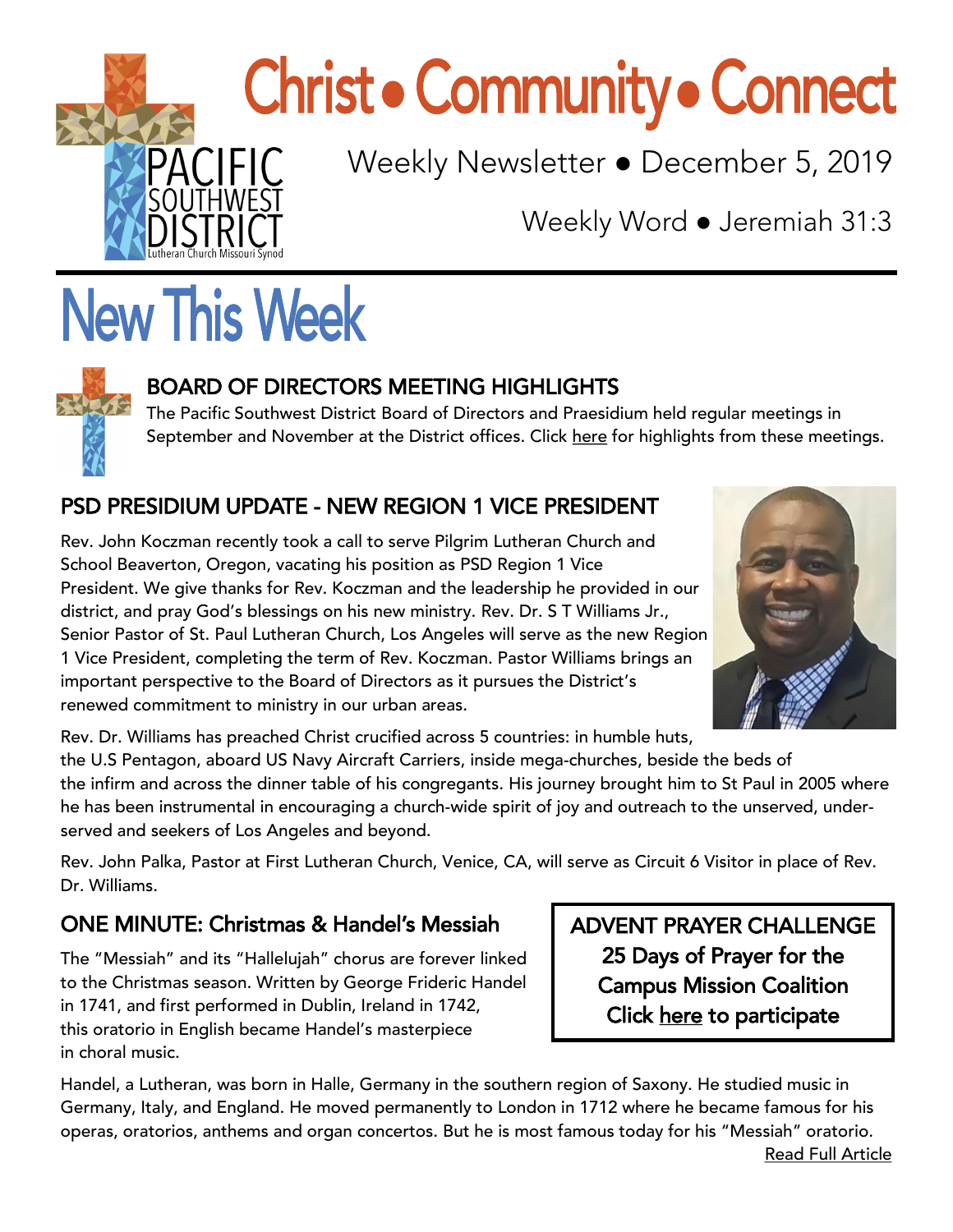# Christ • Community • Connect

PACIFIC SOUTHWEST DISTRICT
Lutheran Church Missouri Synod

Weekly Newsletter ● December 5, 2019

Weekly Word ● Jeremiah 31:3

# New This Week

## BOARD OF DIRECTORS MEETING HIGHLIGHTS

The Pacific Southwest District Board of Directors and Praesidium held regular meetings in September and November at the District offices. Click here for highlights from these meetings.

## PSD PRESIDIUM UPDATE - NEW REGION 1 VICE PRESIDENT

Rev. John Koczman recently took a call to serve Pilgrim Lutheran Church and School Beaverton, Oregon, vacating his position as PSD Region 1 Vice President. We give thanks for Rev. Koczman and the leadership he provided in our district, and pray God's blessings on his new ministry. Rev. Dr. S T Williams Jr., Senior Pastor of St. Paul Lutheran Church, Los Angeles will serve as the new Region 1 Vice President, completing the term of Rev. Koczman. Pastor Williams brings an important perspective to the Board of Directors as it pursues the District's renewed commitment to ministry in our urban areas.

Rev. Dr. Williams has preached Christ crucified across 5 countries: in humble huts, the U.S Pentagon, aboard US Navy Aircraft Carriers, inside mega-churches, beside the beds of the infirm and across the dinner table of his congregants. His journey brought him to St Paul in 2005 where he has been instrumental in encouraging a church-wide spirit of joy and outreach to the unserved, under-served and seekers of Los Angeles and beyond.

Rev. John Palka, Pastor at First Lutheran Church, Venice, CA, will serve as Circuit 6 Visitor in place of Rev. Dr. Williams.

## ONE MINUTE: Christmas & Handel's Messiah

The "Messiah" and its "Hallelujah" chorus are forever linked to the Christmas season. Written by George Frideric Handel in 1741, and first performed in Dublin, Ireland in 1742, this oratorio in English became Handel's masterpiece in choral music.

Handel, a Lutheran, was born in Halle, Germany in the southern region of Saxony. He studied music in Germany, Italy, and England. He moved permanently to London in 1712 where he became famous for his operas, oratorios, anthems and organ concertos. But he is most famous today for his "Messiah" oratorio.

Read Full Article

**ADVENT PRAYER CHALLENGE**
**25 Days of Prayer for the Campus Mission Coalition**
**Click here to participate**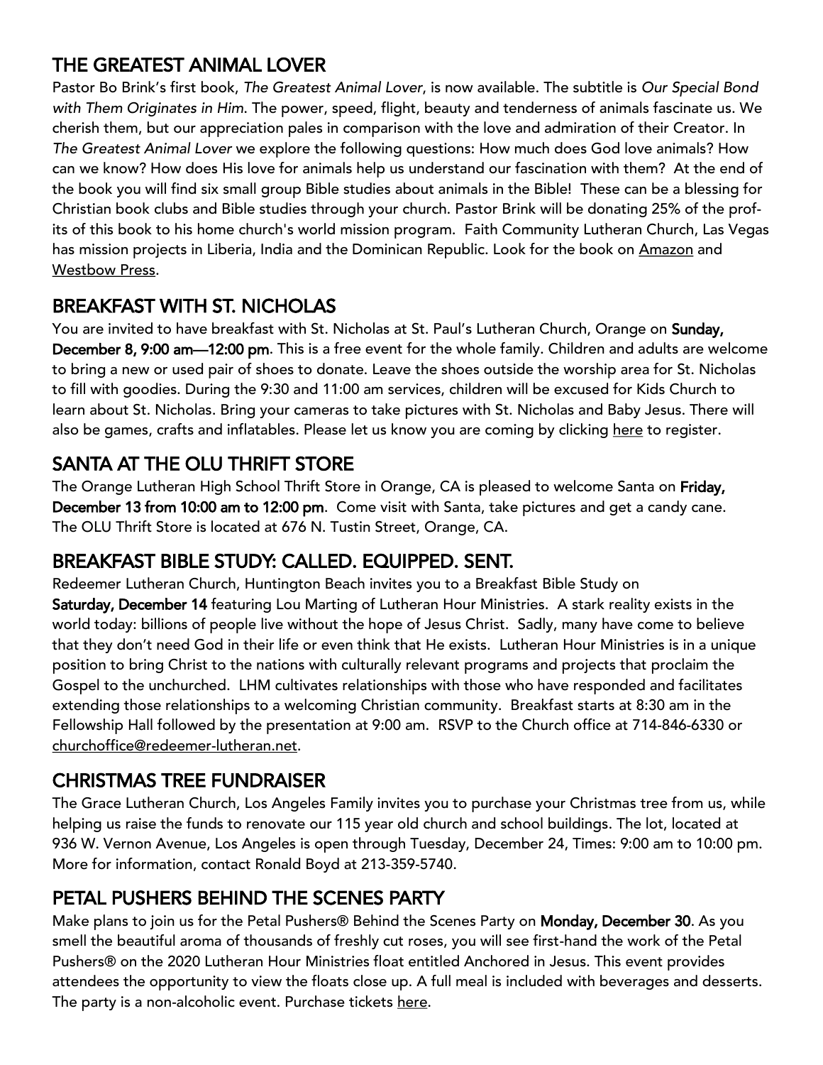## THE GREATEST ANIMAL LOVER

Pastor Bo Brink's first book, *The Greatest Animal Lover*, is now available. The subtitle is *Our Special Bond with Them Originates in Him*. The power, speed, flight, beauty and tenderness of animals fascinate us. We cherish them, but our appreciation pales in comparison with the love and admiration of their Creator. In *The Greatest Animal Lover* we explore the following questions: How much does God love animals? How can we know? How does His love for animals help us understand our fascination with them? At the end of the book you will find six small group Bible studies about animals in the Bible! These can be a blessing for Christian book clubs and Bible studies through your church. Pastor Brink will be donating 25% of the profits of this book to his home church's world mission program. Faith Community Lutheran Church, Las Vegas has mission projects in Liberia, India and the Dominican Republic. Look for the book on Amazon and Westbow Press.

## BREAKFAST WITH ST. NICHOLAS

You are invited to have breakfast with St. Nicholas at St. Paul's Lutheran Church, Orange on **Sunday, December 8, 9:00 am—12:00 pm**. This is a free event for the whole family. Children and adults are welcome to bring a new or used pair of shoes to donate. Leave the shoes outside the worship area for St. Nicholas to fill with goodies. During the 9:30 and 11:00 am services, children will be excused for Kids Church to learn about St. Nicholas. Bring your cameras to take pictures with St. Nicholas and Baby Jesus. There will also be games, crafts and inflatables. Please let us know you are coming by clicking here to register.

## SANTA AT THE OLU THRIFT STORE

The Orange Lutheran High School Thrift Store in Orange, CA is pleased to welcome Santa on **Friday, December 13 from 10:00 am to 12:00 pm**. Come visit with Santa, take pictures and get a candy cane. The OLU Thrift Store is located at 676 N. Tustin Street, Orange, CA.

## BREAKFAST BIBLE STUDY: CALLED. EQUIPPED. SENT.

Redeemer Lutheran Church, Huntington Beach invites you to a Breakfast Bible Study on **Saturday, December 14** featuring Lou Marting of Lutheran Hour Ministries. A stark reality exists in the world today: billions of people live without the hope of Jesus Christ. Sadly, many have come to believe that they don't need God in their life or even think that He exists. Lutheran Hour Ministries is in a unique position to bring Christ to the nations with culturally relevant programs and projects that proclaim the Gospel to the unchurched. LHM cultivates relationships with those who have responded and facilitates extending those relationships to a welcoming Christian community. Breakfast starts at 8:30 am in the Fellowship Hall followed by the presentation at 9:00 am. RSVP to the Church office at 714-846-6330 or churchoffice@redeemer-lutheran.net.

## CHRISTMAS TREE FUNDRAISER

The Grace Lutheran Church, Los Angeles Family invites you to purchase your Christmas tree from us, while helping us raise the funds to renovate our 115 year old church and school buildings. The lot, located at 936 W. Vernon Avenue, Los Angeles is open through Tuesday, December 24, Times: 9:00 am to 10:00 pm. More for information, contact Ronald Boyd at 213-359-5740.

## PETAL PUSHERS BEHIND THE SCENES PARTY

Make plans to join us for the Petal Pushers® Behind the Scenes Party on **Monday, December 30**. As you smell the beautiful aroma of thousands of freshly cut roses, you will see first-hand the work of the Petal Pushers® on the 2020 Lutheran Hour Ministries float entitled Anchored in Jesus. This event provides attendees the opportunity to view the floats close up. A full meal is included with beverages and desserts. The party is a non-alcoholic event. Purchase tickets here.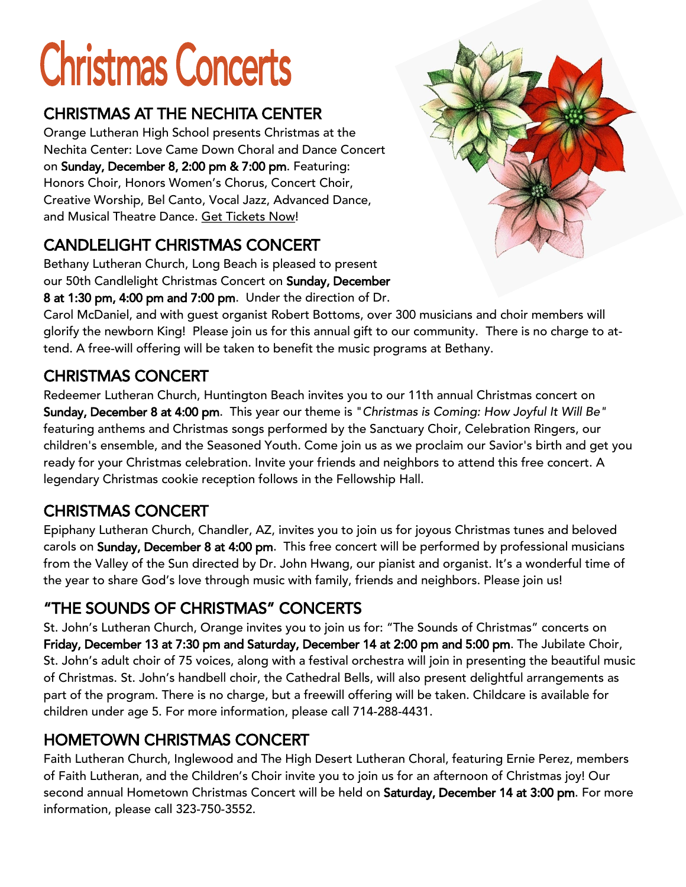# Christmas Concerts

## CHRISTMAS AT THE NECHITA CENTER

Orange Lutheran High School presents Christmas at the Nechita Center: Love Came Down Choral and Dance Concert on **Sunday, December 8, 2:00 pm & 7:00 pm**. Featuring: Honors Choir, Honors Women's Chorus, Concert Choir, Creative Worship, Bel Canto, Vocal Jazz, Advanced Dance, and Musical Theatre Dance. Get Tickets Now!

## CANDLELIGHT CHRISTMAS CONCERT

Bethany Lutheran Church, Long Beach is pleased to present our 50th Candlelight Christmas Concert on **Sunday, December 8 at 1:30 pm, 4:00 pm and 7:00 pm**. Under the direction of Dr. Carol McDaniel, and with guest organist Robert Bottoms, over 300 musicians and choir members will glorify the newborn King! Please join us for this annual gift to our community. There is no charge to attend. A free-will offering will be taken to benefit the music programs at Bethany.

## CHRISTMAS CONCERT

Redeemer Lutheran Church, Huntington Beach invites you to our 11th annual Christmas concert on **Sunday, December 8 at 4:00 pm**. This year our theme is "*Christmas is Coming: How Joyful It Will Be*" featuring anthems and Christmas songs performed by the Sanctuary Choir, Celebration Ringers, our children's ensemble, and the Seasoned Youth. Come join us as we proclaim our Savior's birth and get you ready for your Christmas celebration. Invite your friends and neighbors to attend this free concert. A legendary Christmas cookie reception follows in the Fellowship Hall.

## CHRISTMAS CONCERT

Epiphany Lutheran Church, Chandler, AZ, invites you to join us for joyous Christmas tunes and beloved carols on **Sunday, December 8 at 4:00 pm**. This free concert will be performed by professional musicians from the Valley of the Sun directed by Dr. John Hwang, our pianist and organist. It's a wonderful time of the year to share God's love through music with family, friends and neighbors. Please join us!

## "THE SOUNDS OF CHRISTMAS" CONCERTS

St. John's Lutheran Church, Orange invites you to join us for: "The Sounds of Christmas" concerts on **Friday, December 13 at 7:30 pm and Saturday, December 14 at 2:00 pm and 5:00 pm**. The Jubilate Choir, St. John's adult choir of 75 voices, along with a festival orchestra will join in presenting the beautiful music of Christmas. St. John's handbell choir, the Cathedral Bells, will also present delightful arrangements as part of the program. There is no charge, but a freewill offering will be taken. Childcare is available for children under age 5. For more information, please call 714-288-4431.

## HOMETOWN CHRISTMAS CONCERT

Faith Lutheran Church, Inglewood and The High Desert Lutheran Choral, featuring Ernie Perez, members of Faith Lutheran, and the Children's Choir invite you to join us for an afternoon of Christmas joy! Our second annual Hometown Christmas Concert will be held on **Saturday, December 14 at 3:00 pm**. For more information, please call 323-750-3552.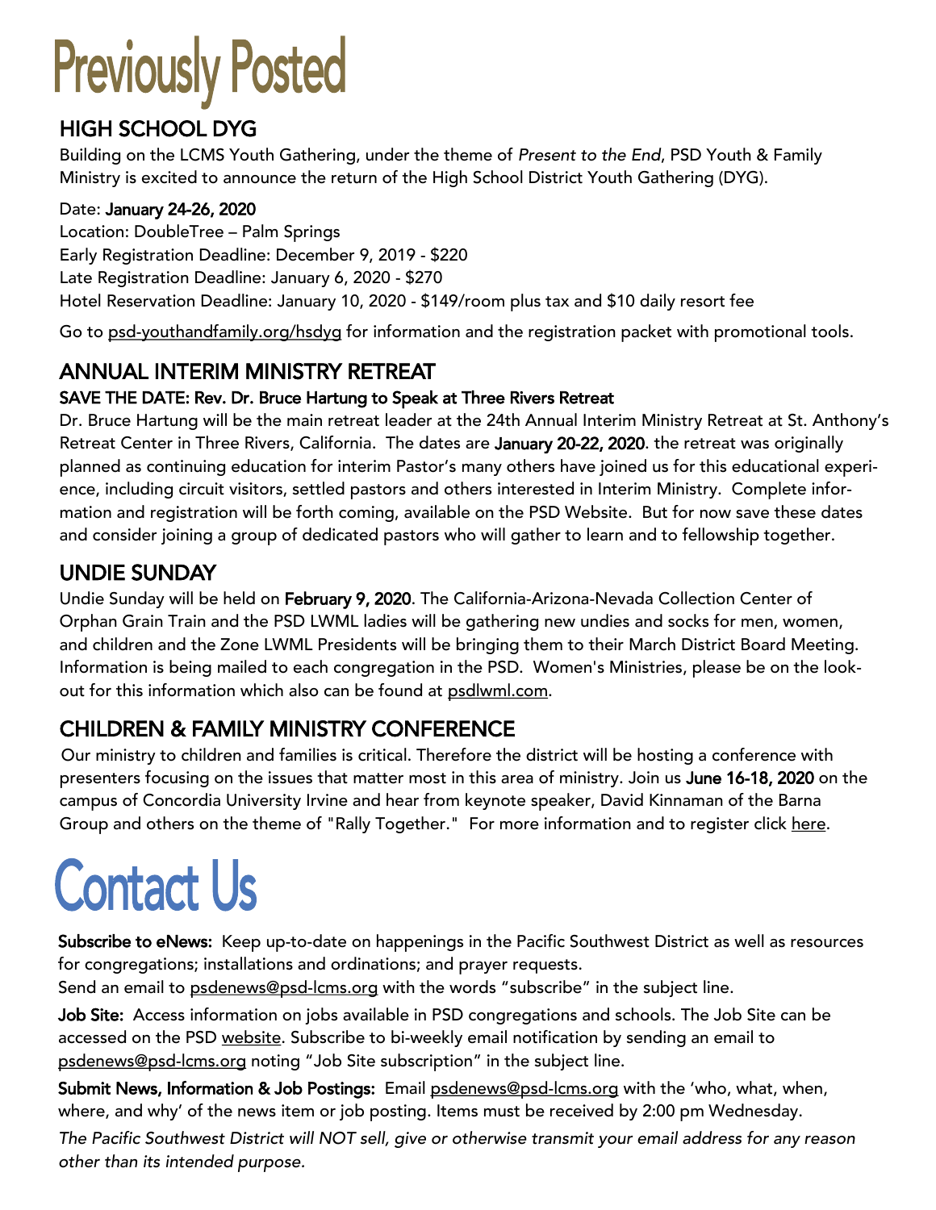# Previously Posted

## HIGH SCHOOL DYG

Building on the LCMS Youth Gathering, under the theme of *Present to the End*, PSD Youth & Family Ministry is excited to announce the return of the High School District Youth Gathering (DYG).

Date: **January 24-26, 2020**
Location: DoubleTree – Palm Springs
Early Registration Deadline: December 9, 2019 - $220
Late Registration Deadline: January 6, 2020 - $270
Hotel Reservation Deadline: January 10, 2020 - $149/room plus tax and $10 daily resort fee

Go to psd-youthandfamily.org/hsdyg for information and the registration packet with promotional tools.

## ANNUAL INTERIM MINISTRY RETREAT

**SAVE THE DATE: Rev. Dr. Bruce Hartung to Speak at Three Rivers Retreat**

Dr. Bruce Hartung will be the main retreat leader at the 24th Annual Interim Ministry Retreat at St. Anthony's Retreat Center in Three Rivers, California. The dates are **January 20-22, 2020**. the retreat was originally planned as continuing education for interim Pastor's many others have joined us for this educational experience, including circuit visitors, settled pastors and others interested in Interim Ministry. Complete information and registration will be forth coming, available on the PSD Website. But for now save these dates and consider joining a group of dedicated pastors who will gather to learn and to fellowship together.

## UNDIE SUNDAY

Undie Sunday will be held on **February 9, 2020**. The California-Arizona-Nevada Collection Center of Orphan Grain Train and the PSD LWML ladies will be gathering new undies and socks for men, women, and children and the Zone LWML Presidents will be bringing them to their March District Board Meeting. Information is being mailed to each congregation in the PSD. Women's Ministries, please be on the lookout for this information which also can be found at psdlwml.com.

## CHILDREN & FAMILY MINISTRY CONFERENCE

Our ministry to children and families is critical. Therefore the district will be hosting a conference with presenters focusing on the issues that matter most in this area of ministry. Join us **June 16-18, 2020** on the campus of Concordia University Irvine and hear from keynote speaker, David Kinnaman of the Barna Group and others on the theme of "Rally Together." For more information and to register click here.

# Contact Us

**Subscribe to eNews:** Keep up-to-date on happenings in the Pacific Southwest District as well as resources for congregations; installations and ordinations; and prayer requests.
Send an email to psdenews@psd-lcms.org with the words "subscribe" in the subject line.

**Job Site:** Access information on jobs available in PSD congregations and schools. The Job Site can be accessed on the PSD website. Subscribe to bi-weekly email notification by sending an email to psdenews@psd-lcms.org noting "Job Site subscription" in the subject line.

**Submit News, Information & Job Postings:** Email psdenews@psd-lcms.org with the 'who, what, when, where, and why' of the news item or job posting. Items must be received by 2:00 pm Wednesday.

*The Pacific Southwest District will NOT sell, give or otherwise transmit your email address for any reason other than its intended purpose.*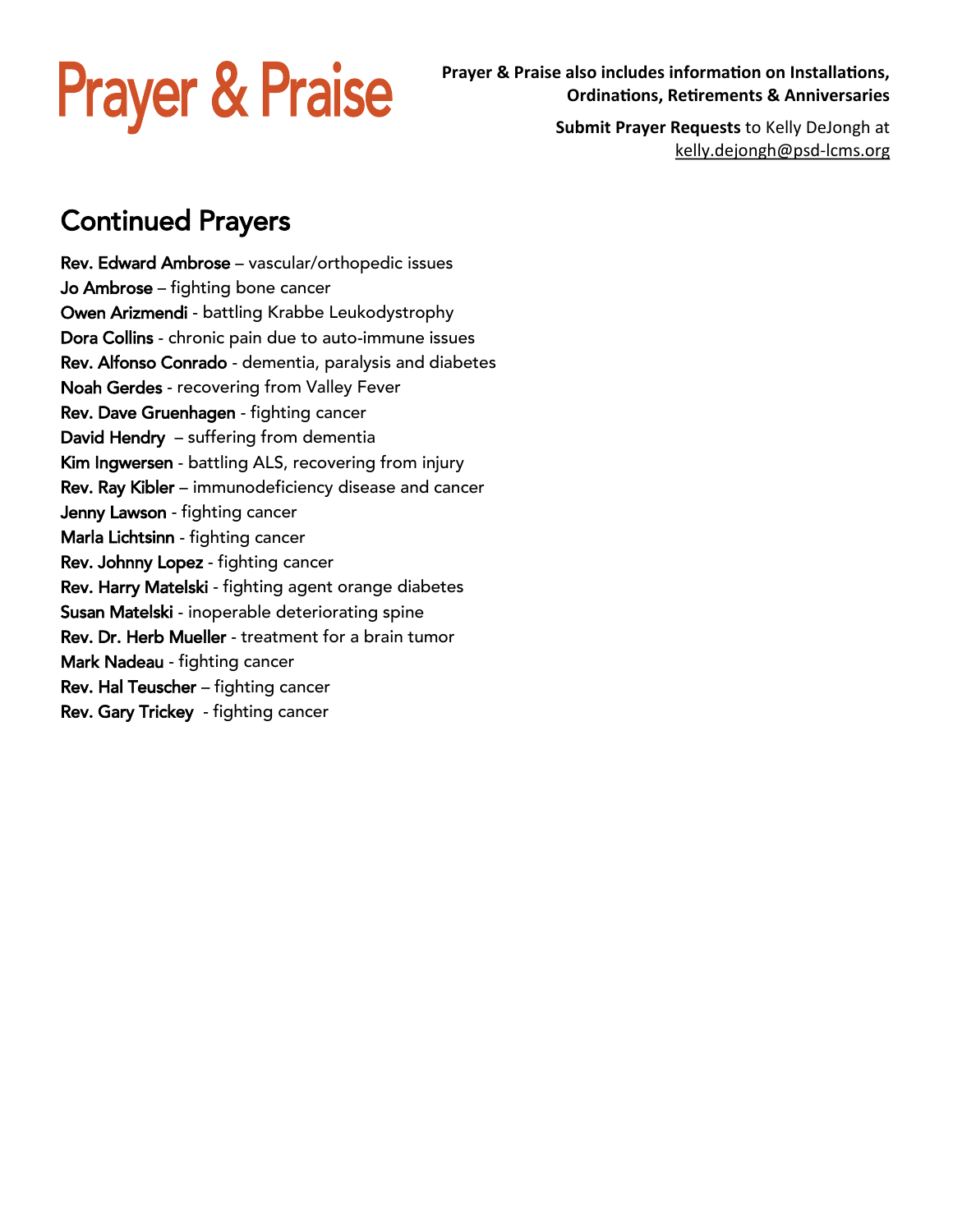# Prayer & Praise

**Prayer & Praise also includes information on Installations, Ordinations, Retirements & Anniversaries**

**Submit Prayer Requests** to Kelly DeJongh at kelly.dejongh@psd-lcms.org

## Continued Prayers

Rev. Edward Ambrose – vascular/orthopedic issues
Jo Ambrose – fighting bone cancer
Owen Arizmendi - battling Krabbe Leukodystrophy
Dora Collins - chronic pain due to auto-immune issues
Rev. Alfonso Conrado - dementia, paralysis and diabetes
Noah Gerdes - recovering from Valley Fever
Rev. Dave Gruenhagen - fighting cancer
David Hendry – suffering from dementia
Kim Ingwersen - battling ALS, recovering from injury
Rev. Ray Kibler – immunodeficiency disease and cancer
Jenny Lawson - fighting cancer
Marla Lichtsinn - fighting cancer
Rev. Johnny Lopez - fighting cancer
Rev. Harry Matelski - fighting agent orange diabetes
Susan Matelski - inoperable deteriorating spine
Rev. Dr. Herb Mueller - treatment for a brain tumor
Mark Nadeau - fighting cancer
Rev. Hal Teuscher – fighting cancer
Rev. Gary Trickey - fighting cancer